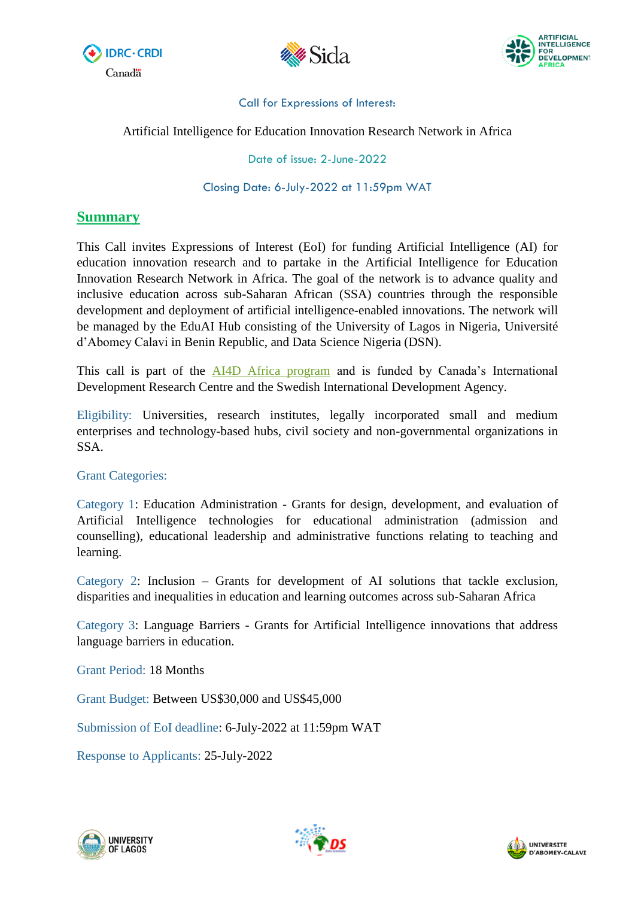Call for Expressions of Interest:

# Artificial Intelligence for Education Innovation Research Network in Africa

Date of issue: 2-June-2022

Closing Date: 6-July-2022 at 11:59pm WAT

## Summary

This Call invites Expressions of Interest (EoI) for funding Artificial Intelligence (AI) for education innovation research and to partake in the Artificial Intelligence for Education Innovation Research Network in Africa. The goal of the network is to advance quality and inclusive education across sub-Saharan African (SSA) countries through the responsible development and deployment of artificial intelligence-enabled innovations. The network will be managed by the EduAI Hub consisting of the University of Lagos in Nigeria, Université d'Abomey Calavi in Benin Republic, and Data Science Nigeria (DSN).

This call is part of the AI4D Africa program and is funded by Canada's International Development Research Centre and the Swedish International Development Agency.

Eligibility: Universities, research institutes, legally incorporated small and medium enterprises and technology-based hubs, civil society and non-governmental organizations in SSA.

Grant Categories:

Category 1: Education Administration - Grants for design, development, and evaluation of Artificial Intelligence technologies for educational administration (admission and counselling), educational leadership and administrative functions relating to teaching and learning.

Category 2: Inclusion – Grants for development of AI solutions that tackle exclusion, disparities and inequalities in education and learning outcomes across sub-Saharan Africa

Category 3: Language Barriers - Grants for Artificial Intelligence innovations that address language barriers in education.

Grant Period: 18 Months

Grant Budget: Between US$30,000 and US$45,000

Submission of EoI deadline: 6-July-2022 at 11:59pm WAT

Response to Applicants: 25-July-2022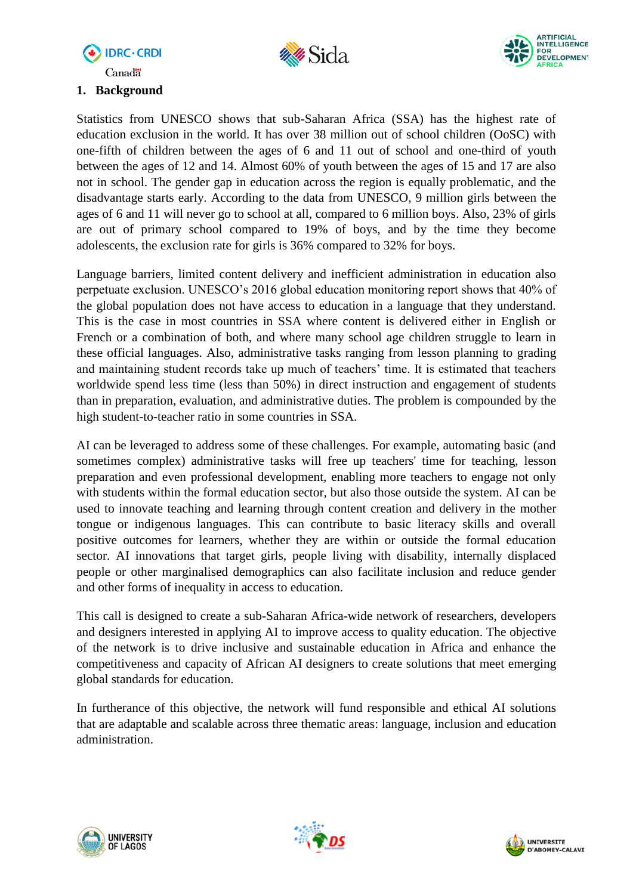## 1. Background

Statistics from UNESCO shows that sub-Saharan Africa (SSA) has the highest rate of education exclusion in the world. It has over 38 million out of school children (OoSC) with one-fifth of children between the ages of 6 and 11 out of school and one-third of youth between the ages of 12 and 14. Almost 60% of youth between the ages of 15 and 17 are also not in school. The gender gap in education across the region is equally problematic, and the disadvantage starts early. According to the data from UNESCO, 9 million girls between the ages of 6 and 11 will never go to school at all, compared to 6 million boys. Also, 23% of girls are out of primary school compared to 19% of boys, and by the time they become adolescents, the exclusion rate for girls is 36% compared to 32% for boys.

Language barriers, limited content delivery and inefficient administration in education also perpetuate exclusion. UNESCO's 2016 global education monitoring report shows that 40% of the global population does not have access to education in a language that they understand. This is the case in most countries in SSA where content is delivered either in English or French or a combination of both, and where many school age children struggle to learn in these official languages. Also, administrative tasks ranging from lesson planning to grading and maintaining student records take up much of teachers' time. It is estimated that teachers worldwide spend less time (less than 50%) in direct instruction and engagement of students than in preparation, evaluation, and administrative duties. The problem is compounded by the high student-to-teacher ratio in some countries in SSA.

AI can be leveraged to address some of these challenges. For example, automating basic (and sometimes complex) administrative tasks will free up teachers' time for teaching, lesson preparation and even professional development, enabling more teachers to engage not only with students within the formal education sector, but also those outside the system. AI can be used to innovate teaching and learning through content creation and delivery in the mother tongue or indigenous languages. This can contribute to basic literacy skills and overall positive outcomes for learners, whether they are within or outside the formal education sector. AI innovations that target girls, people living with disability, internally displaced people or other marginalised demographics can also facilitate inclusion and reduce gender and other forms of inequality in access to education.

This call is designed to create a sub-Saharan Africa-wide network of researchers, developers and designers interested in applying AI to improve access to quality education. The objective of the network is to drive inclusive and sustainable education in Africa and enhance the competitiveness and capacity of African AI designers to create solutions that meet emerging global standards for education.

In furtherance of this objective, the network will fund responsible and ethical AI solutions that are adaptable and scalable across three thematic areas: language, inclusion and education administration.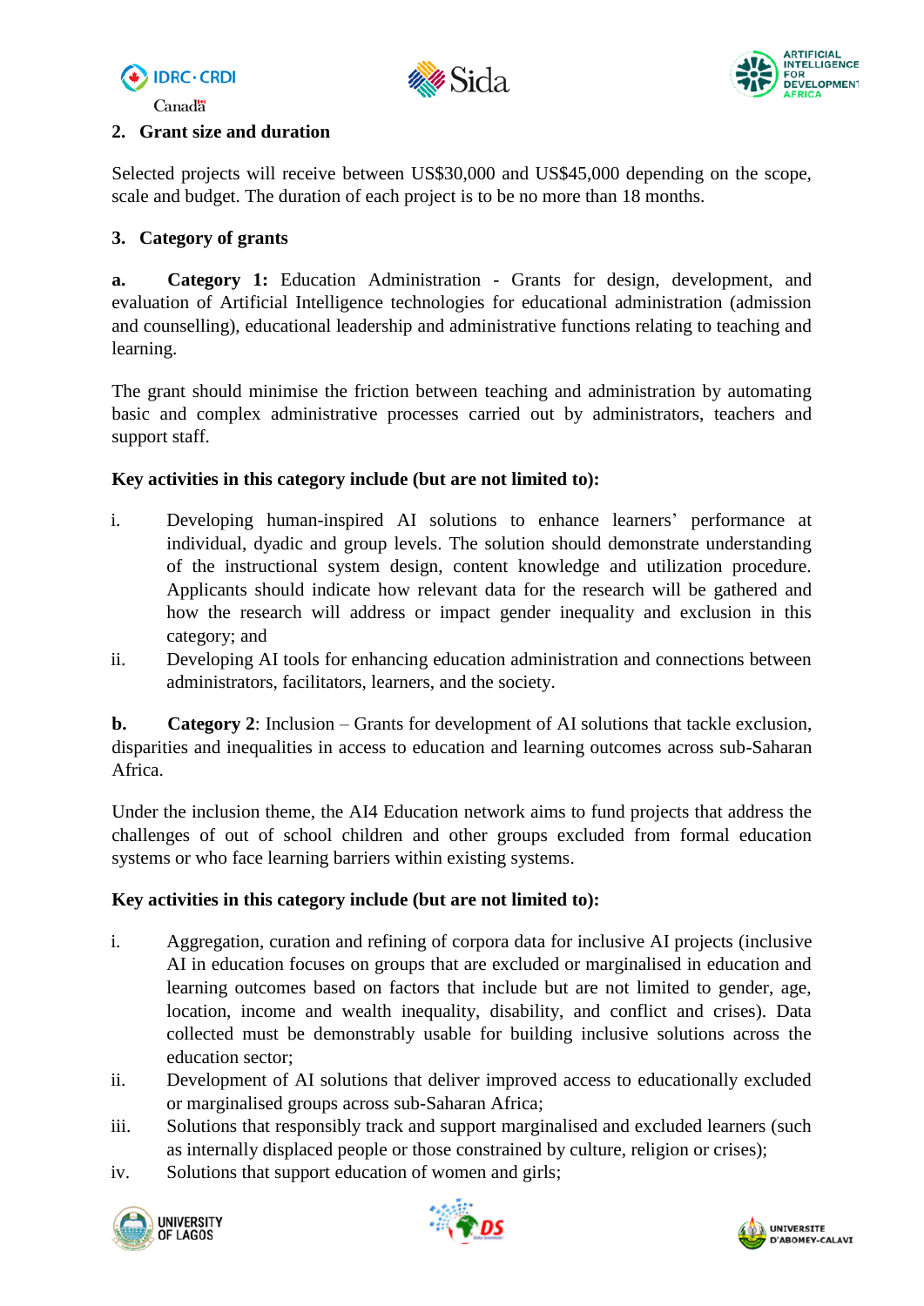## 2. Grant size and duration

Selected projects will receive between US$30,000 and US$45,000 depending on the scope, scale and budget. The duration of each project is to be no more than 18 months.

## 3. Category of grants

**a. Category 1:** Education Administration - Grants for design, development, and evaluation of Artificial Intelligence technologies for educational administration (admission and counselling), educational leadership and administrative functions relating to teaching and learning.

The grant should minimise the friction between teaching and administration by automating basic and complex administrative processes carried out by administrators, teachers and support staff.

**Key activities in this category include (but are not limited to):**

i. Developing human-inspired AI solutions to enhance learners' performance at individual, dyadic and group levels. The solution should demonstrate understanding of the instructional system design, content knowledge and utilization procedure. Applicants should indicate how relevant data for the research will be gathered and how the research will address or impact gender inequality and exclusion in this category; and
ii. Developing AI tools for enhancing education administration and connections between administrators, facilitators, learners, and the society.

**b. Category 2**: Inclusion – Grants for development of AI solutions that tackle exclusion, disparities and inequalities in access to education and learning outcomes across sub-Saharan Africa.

Under the inclusion theme, the AI4 Education network aims to fund projects that address the challenges of out of school children and other groups excluded from formal education systems or who face learning barriers within existing systems.

**Key activities in this category include (but are not limited to):**

i. Aggregation, curation and refining of corpora data for inclusive AI projects (inclusive AI in education focuses on groups that are excluded or marginalised in education and learning outcomes based on factors that include but are not limited to gender, age, location, income and wealth inequality, disability, and conflict and crises). Data collected must be demonstrably usable for building inclusive solutions across the education sector;
ii. Development of AI solutions that deliver improved access to educationally excluded or marginalised groups across sub-Saharan Africa;
iii. Solutions that responsibly track and support marginalised and excluded learners (such as internally displaced people or those constrained by culture, religion or crises);
iv. Solutions that support education of women and girls;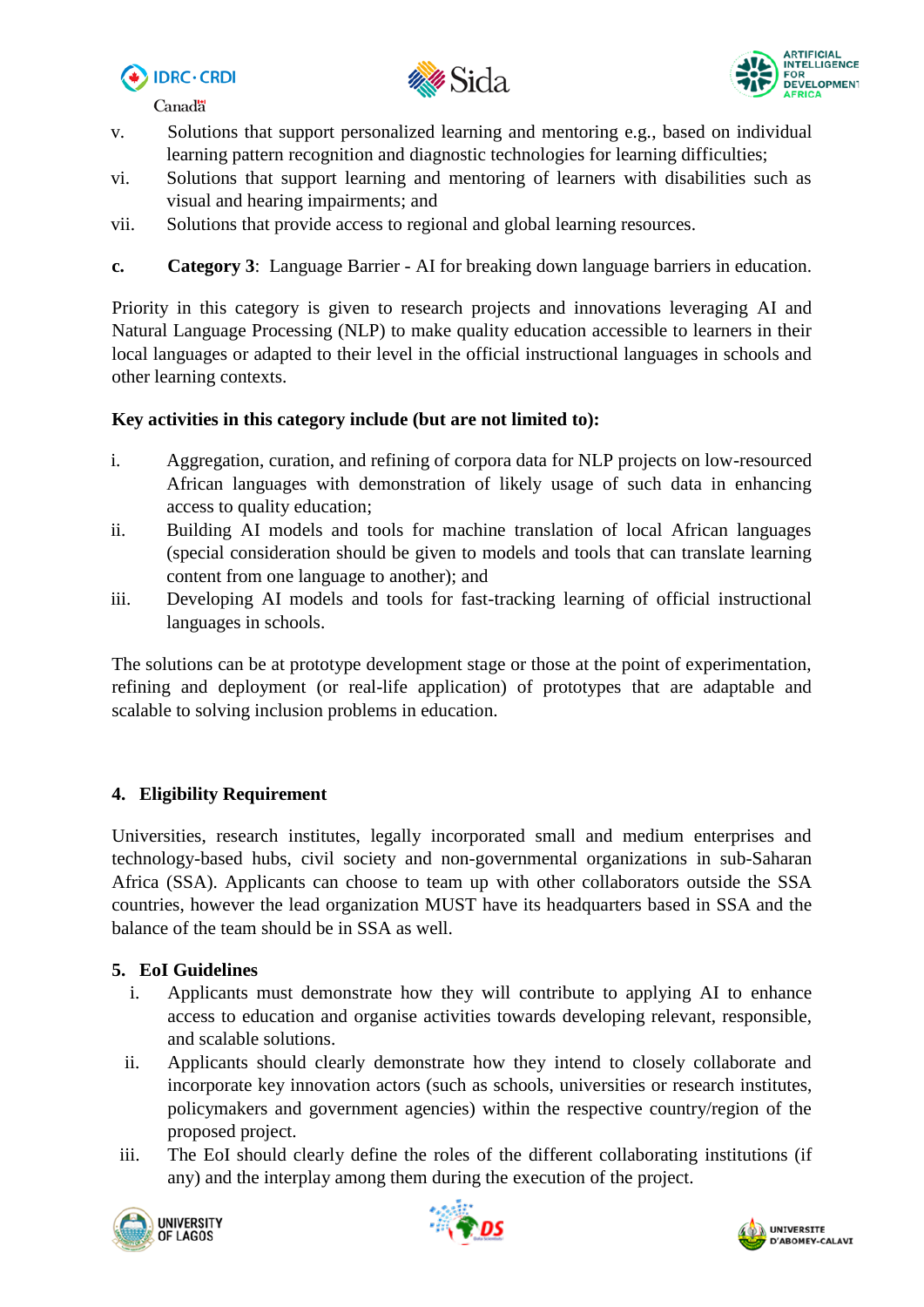v. Solutions that support personalized learning and mentoring e.g., based on individual learning pattern recognition and diagnostic technologies for learning difficulties;

vi. Solutions that support learning and mentoring of learners with disabilities such as visual and hearing impairments; and

vii. Solutions that provide access to regional and global learning resources.

**c. Category 3**: Language Barrier - AI for breaking down language barriers in education.

Priority in this category is given to research projects and innovations leveraging AI and Natural Language Processing (NLP) to make quality education accessible to learners in their local languages or adapted to their level in the official instructional languages in schools and other learning contexts.

**Key activities in this category include (but are not limited to):**

i. Aggregation, curation, and refining of corpora data for NLP projects on low-resourced African languages with demonstration of likely usage of such data in enhancing access to quality education;

ii. Building AI models and tools for machine translation of local African languages (special consideration should be given to models and tools that can translate learning content from one language to another); and

iii. Developing AI models and tools for fast-tracking learning of official instructional languages in schools.

The solutions can be at prototype development stage or those at the point of experimentation, refining and deployment (or real-life application) of prototypes that are adaptable and scalable to solving inclusion problems in education.

## 4. Eligibility Requirement

Universities, research institutes, legally incorporated small and medium enterprises and technology-based hubs, civil society and non-governmental organizations in sub-Saharan Africa (SSA). Applicants can choose to team up with other collaborators outside the SSA countries, however the lead organization MUST have its headquarters based in SSA and the balance of the team should be in SSA as well.

## 5. EoI Guidelines

i. Applicants must demonstrate how they will contribute to applying AI to enhance access to education and organise activities towards developing relevant, responsible, and scalable solutions.

ii. Applicants should clearly demonstrate how they intend to closely collaborate and incorporate key innovation actors (such as schools, universities or research institutes, policymakers and government agencies) within the respective country/region of the proposed project.

iii. The EoI should clearly define the roles of the different collaborating institutions (if any) and the interplay among them during the execution of the project.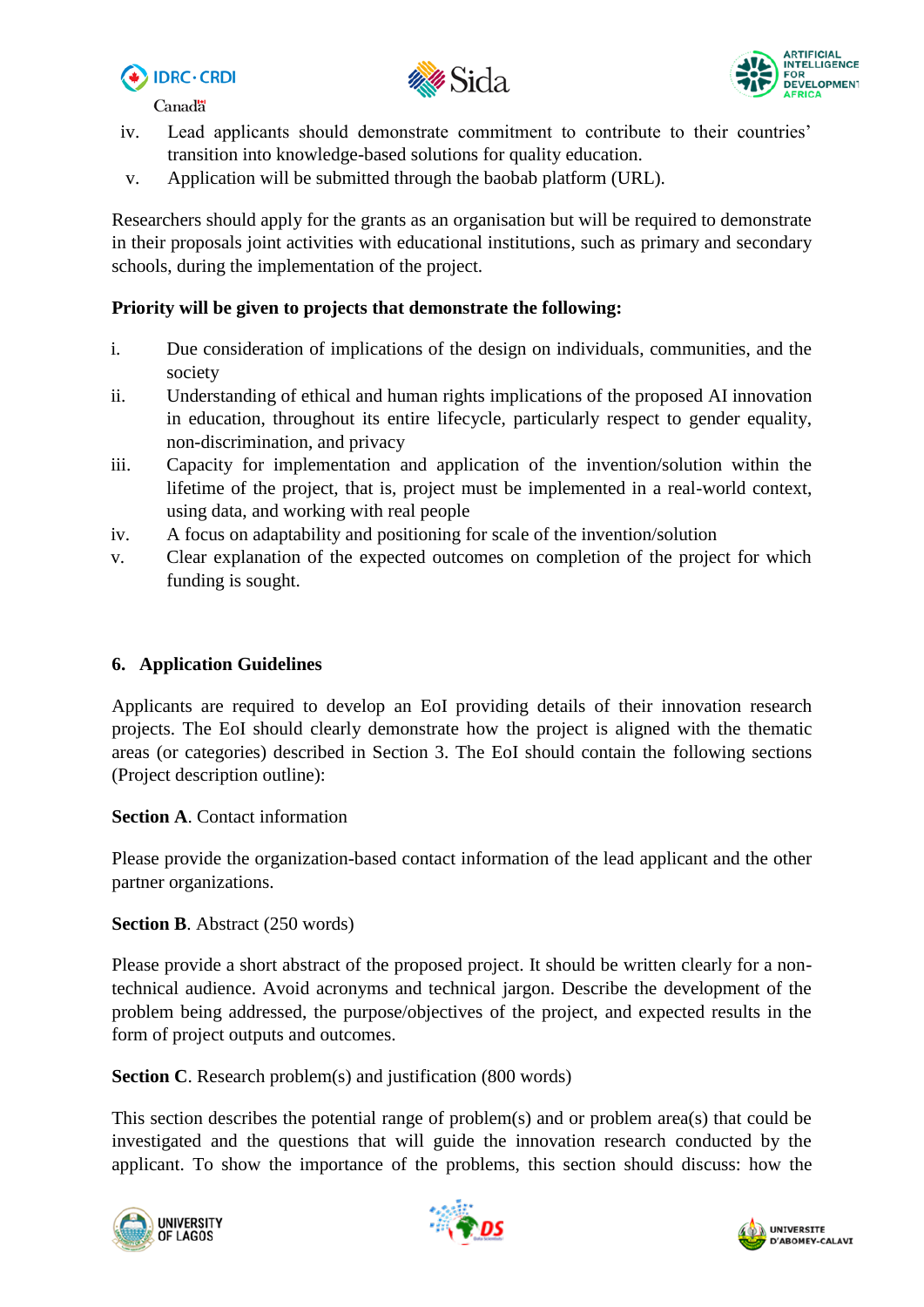iv. Lead applicants should demonstrate commitment to contribute to their countries' transition into knowledge-based solutions for quality education.

v. Application will be submitted through the baobab platform (URL).

Researchers should apply for the grants as an organisation but will be required to demonstrate in their proposals joint activities with educational institutions, such as primary and secondary schools, during the implementation of the project.

**Priority will be given to projects that demonstrate the following:**

i. Due consideration of implications of the design on individuals, communities, and the society

ii. Understanding of ethical and human rights implications of the proposed AI innovation in education, throughout its entire lifecycle, particularly respect to gender equality, non-discrimination, and privacy

iii. Capacity for implementation and application of the invention/solution within the lifetime of the project, that is, project must be implemented in a real-world context, using data, and working with real people

iv. A focus on adaptability and positioning for scale of the invention/solution

v. Clear explanation of the expected outcomes on completion of the project for which funding is sought.

## 6. Application Guidelines

Applicants are required to develop an EoI providing details of their innovation research projects. The EoI should clearly demonstrate how the project is aligned with the thematic areas (or categories) described in Section 3. The EoI should contain the following sections (Project description outline):

**Section A**. Contact information

Please provide the organization-based contact information of the lead applicant and the other partner organizations.

**Section B**. Abstract (250 words)

Please provide a short abstract of the proposed project. It should be written clearly for a non-technical audience. Avoid acronyms and technical jargon. Describe the development of the problem being addressed, the purpose/objectives of the project, and expected results in the form of project outputs and outcomes.

**Section C**. Research problem(s) and justification (800 words)

This section describes the potential range of problem(s) and or problem area(s) that could be investigated and the questions that will guide the innovation research conducted by the applicant. To show the importance of the problems, this section should discuss: how the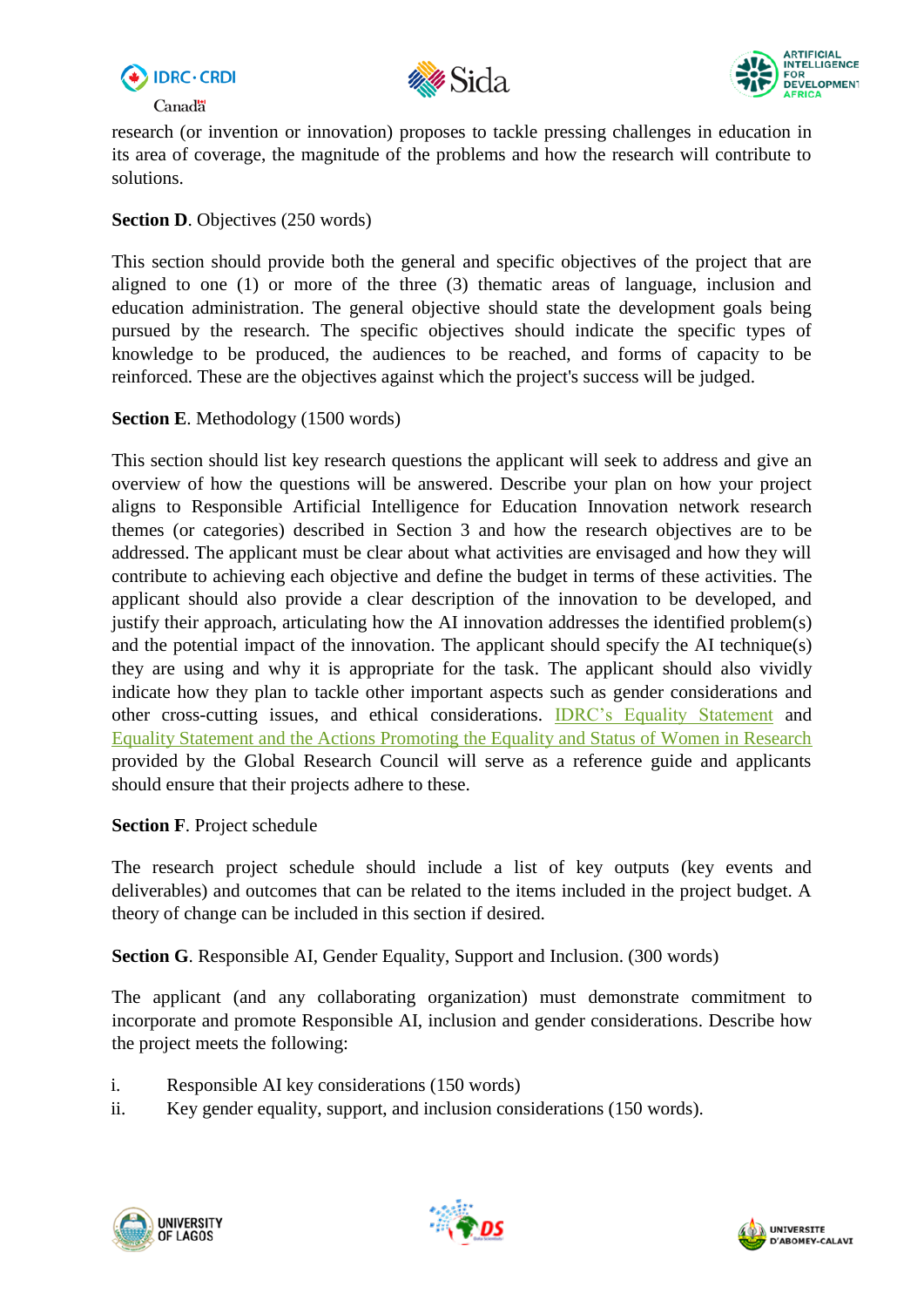research (or invention or innovation) proposes to tackle pressing challenges in education in its area of coverage, the magnitude of the problems and how the research will contribute to solutions.

**Section D**. Objectives (250 words)

This section should provide both the general and specific objectives of the project that are aligned to one (1) or more of the three (3) thematic areas of language, inclusion and education administration. The general objective should state the development goals being pursued by the research. The specific objectives should indicate the specific types of knowledge to be produced, the audiences to be reached, and forms of capacity to be reinforced. These are the objectives against which the project's success will be judged.

**Section E**. Methodology (1500 words)

This section should list key research questions the applicant will seek to address and give an overview of how the questions will be answered. Describe your plan on how your project aligns to Responsible Artificial Intelligence for Education Innovation network research themes (or categories) described in Section 3 and how the research objectives are to be addressed. The applicant must be clear about what activities are envisaged and how they will contribute to achieving each objective and define the budget in terms of these activities. The applicant should also provide a clear description of the innovation to be developed, and justify their approach, articulating how the AI innovation addresses the identified problem(s) and the potential impact of the innovation. The applicant should specify the AI technique(s) they are using and why it is appropriate for the task. The applicant should also vividly indicate how they plan to tackle other important aspects such as gender considerations and other cross-cutting issues, and ethical considerations. IDRC's Equality Statement and Equality Statement and the Actions Promoting the Equality and Status of Women in Research provided by the Global Research Council will serve as a reference guide and applicants should ensure that their projects adhere to these.

**Section F**. Project schedule

The research project schedule should include a list of key outputs (key events and deliverables) and outcomes that can be related to the items included in the project budget. A theory of change can be included in this section if desired.

**Section G**. Responsible AI, Gender Equality, Support and Inclusion. (300 words)

The applicant (and any collaborating organization) must demonstrate commitment to incorporate and promote Responsible AI, inclusion and gender considerations. Describe how the project meets the following:

i. Responsible AI key considerations (150 words)
ii. Key gender equality, support, and inclusion considerations (150 words).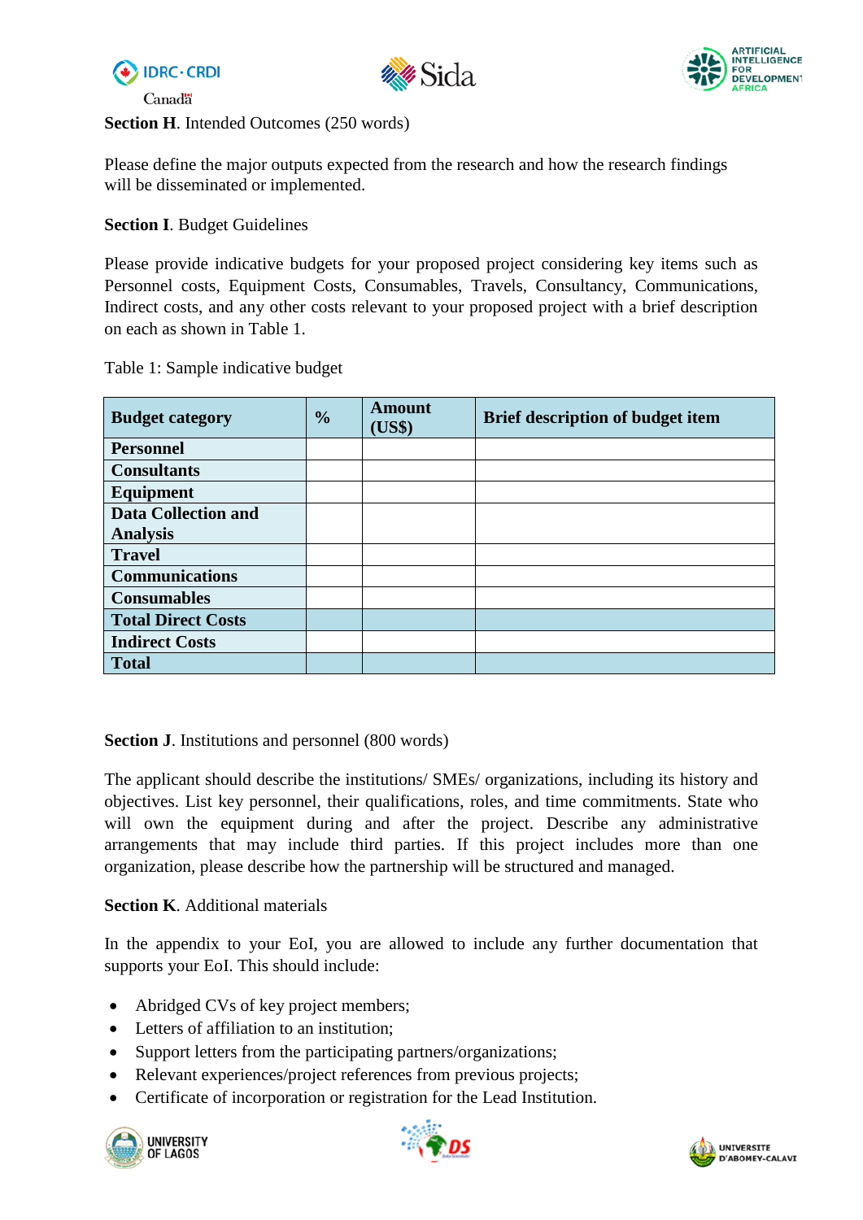**Section H**. Intended Outcomes (250 words)

Please define the major outputs expected from the research and how the research findings will be disseminated or implemented.

**Section I**. Budget Guidelines

Please provide indicative budgets for your proposed project considering key items such as Personnel costs, Equipment Costs, Consumables, Travels, Consultancy, Communications, Indirect costs, and any other costs relevant to your proposed project with a brief description on each as shown in Table 1.

Table 1: Sample indicative budget

| Budget category | % | Amount (US$) | Brief description of budget item |
| --- | --- | --- | --- |
| **Personnel** | | | |
| **Consultants** | | | |
| **Equipment** | | | |
| **Data Collection and Analysis** | | | |
| **Travel** | | | |
| **Communications** | | | |
| **Consumables** | | | |
| **Total Direct Costs** | | | |
| **Indirect Costs** | | | |
| **Total** | | | |

**Section J**. Institutions and personnel (800 words)

The applicant should describe the institutions/ SMEs/ organizations, including its history and objectives. List key personnel, their qualifications, roles, and time commitments. State who will own the equipment during and after the project. Describe any administrative arrangements that may include third parties. If this project includes more than one organization, please describe how the partnership will be structured and managed.

**Section K**. Additional materials

In the appendix to your EoI, you are allowed to include any further documentation that supports your EoI. This should include:

- Abridged CVs of key project members;
- Letters of affiliation to an institution;
- Support letters from the participating partners/organizations;
- Relevant experiences/project references from previous projects;
- Certificate of incorporation or registration for the Lead Institution.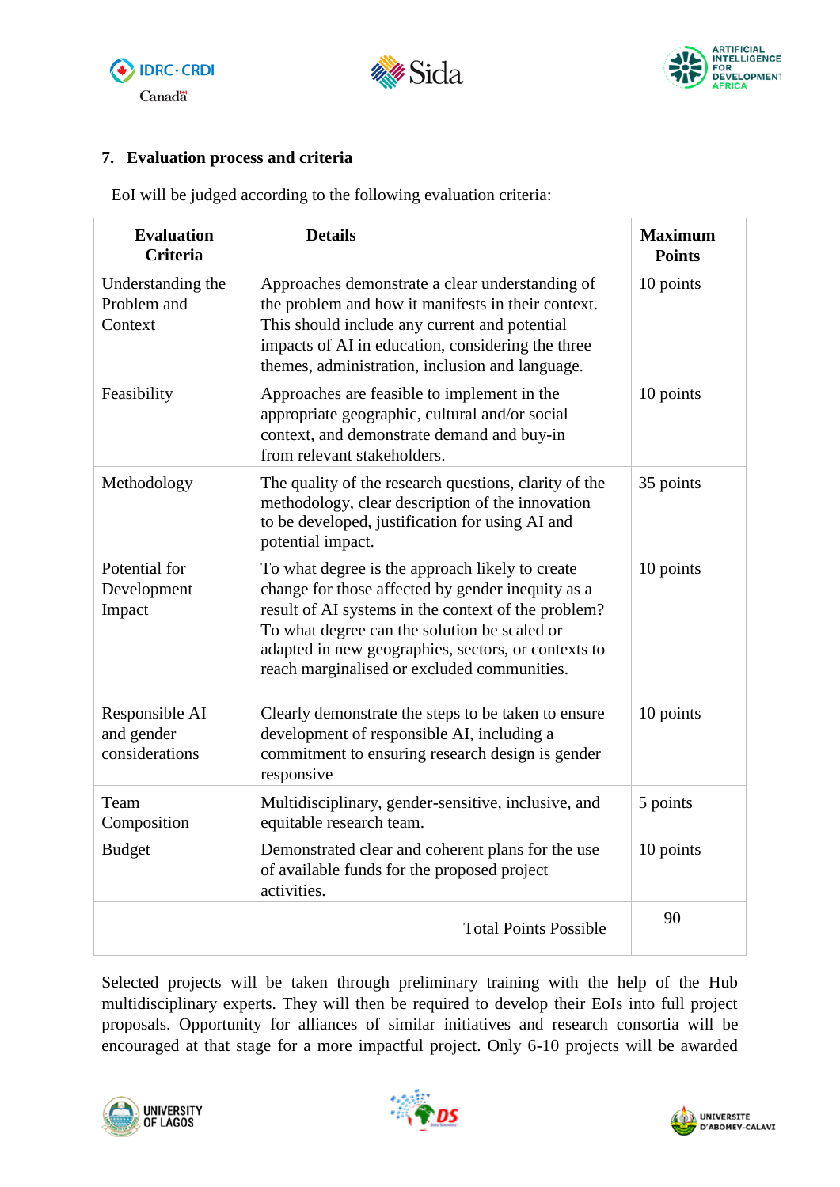## 7. Evaluation process and criteria

EoI will be judged according to the following evaluation criteria:

| Evaluation Criteria | Details | Maximum Points |
|---|---|---|
| Understanding the Problem and Context | Approaches demonstrate a clear understanding of the problem and how it manifests in their context. This should include any current and potential impacts of AI in education, considering the three themes, administration, inclusion and language. | 10 points |
| Feasibility | Approaches are feasible to implement in the appropriate geographic, cultural and/or social context, and demonstrate demand and buy-in from relevant stakeholders. | 10 points |
| Methodology | The quality of the research questions, clarity of the methodology, clear description of the innovation to be developed, justification for using AI and potential impact. | 35 points |
| Potential for Development Impact | To what degree is the approach likely to create change for those affected by gender inequity as a result of AI systems in the context of the problem? To what degree can the solution be scaled or adapted in new geographies, sectors, or contexts to reach marginalised or excluded communities. | 10 points |
| Responsible AI and gender considerations | Clearly demonstrate the steps to be taken to ensure development of responsible AI, including a commitment to ensuring research design is gender responsive | 10 points |
| Team Composition | Multidisciplinary, gender-sensitive, inclusive, and equitable research team. | 5 points |
| Budget | Demonstrated clear and coherent plans for the use of available funds for the proposed project activities. | 10 points |
| | Total Points Possible | 90 |

Selected projects will be taken through preliminary training with the help of the Hub multidisciplinary experts. They will then be required to develop their EoIs into full project proposals. Opportunity for alliances of similar initiatives and research consortia will be encouraged at that stage for a more impactful project. Only 6-10 projects will be awarded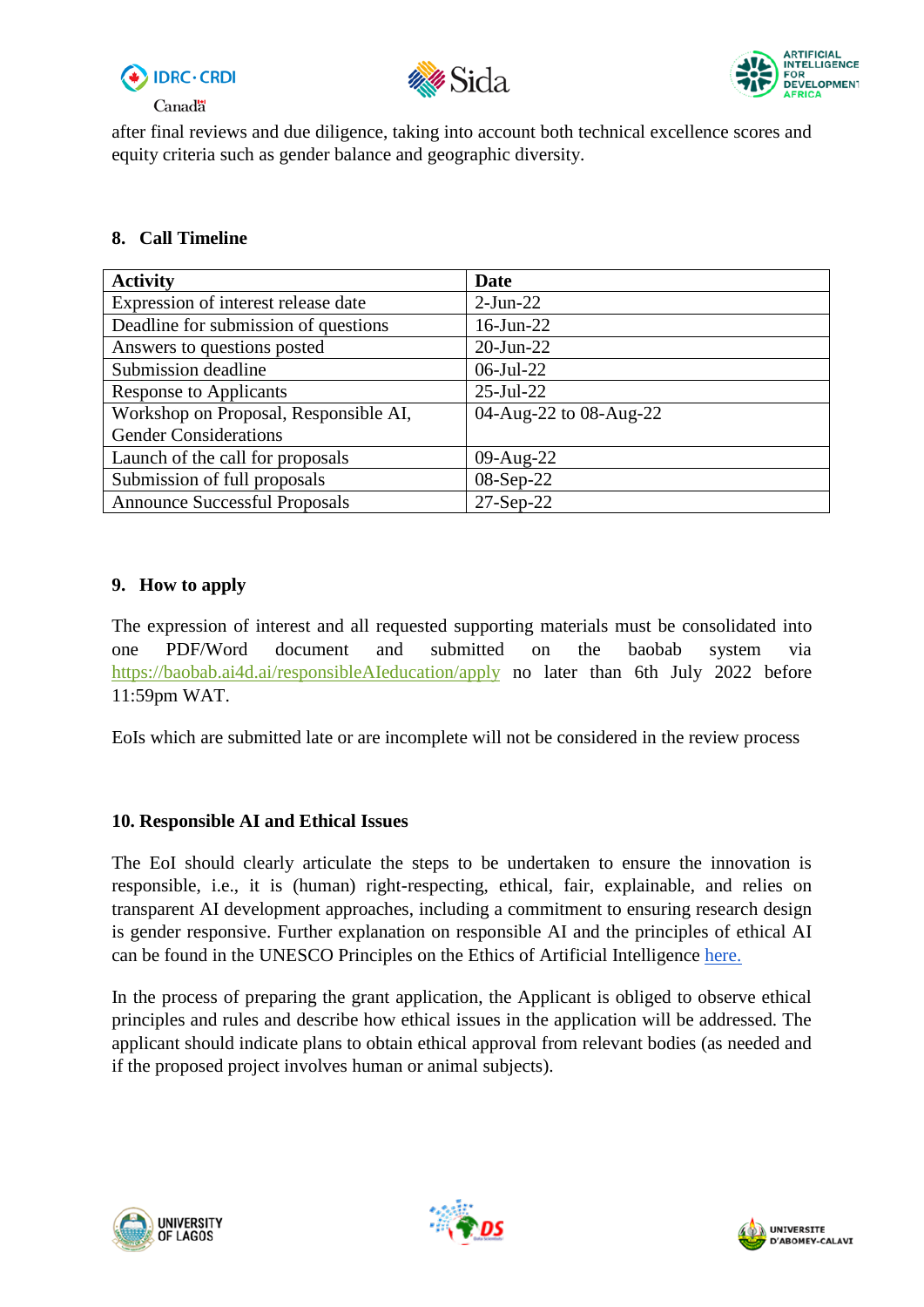after final reviews and due diligence, taking into account both technical excellence scores and equity criteria such as gender balance and geographic diversity.

## 8. Call Timeline

| Activity | Date |
|---|---|
| Expression of interest release date | 2-Jun-22 |
| Deadline for submission of questions | 16-Jun-22 |
| Answers to questions posted | 20-Jun-22 |
| Submission deadline | 06-Jul-22 |
| Response to Applicants | 25-Jul-22 |
| Workshop on Proposal, Responsible AI, Gender Considerations | 04-Aug-22 to 08-Aug-22 |
| Launch of the call for proposals | 09-Aug-22 |
| Submission of full proposals | 08-Sep-22 |
| Announce Successful Proposals | 27-Sep-22 |

## 9. How to apply

The expression of interest and all requested supporting materials must be consolidated into one PDF/Word document and submitted on the baobab system via https://baobab.ai4d.ai/responsibleAIeducation/apply no later than 6th July 2022 before 11:59pm WAT.

EoIs which are submitted late or are incomplete will not be considered in the review process

## 10. Responsible AI and Ethical Issues

The EoI should clearly articulate the steps to be undertaken to ensure the innovation is responsible, i.e., it is (human) right-respecting, ethical, fair, explainable, and relies on transparent AI development approaches, including a commitment to ensuring research design is gender responsive. Further explanation on responsible AI and the principles of ethical AI can be found in the UNESCO Principles on the Ethics of Artificial Intelligence here.

In the process of preparing the grant application, the Applicant is obliged to observe ethical principles and rules and describe how ethical issues in the application will be addressed. The applicant should indicate plans to obtain ethical approval from relevant bodies (as needed and if the proposed project involves human or animal subjects).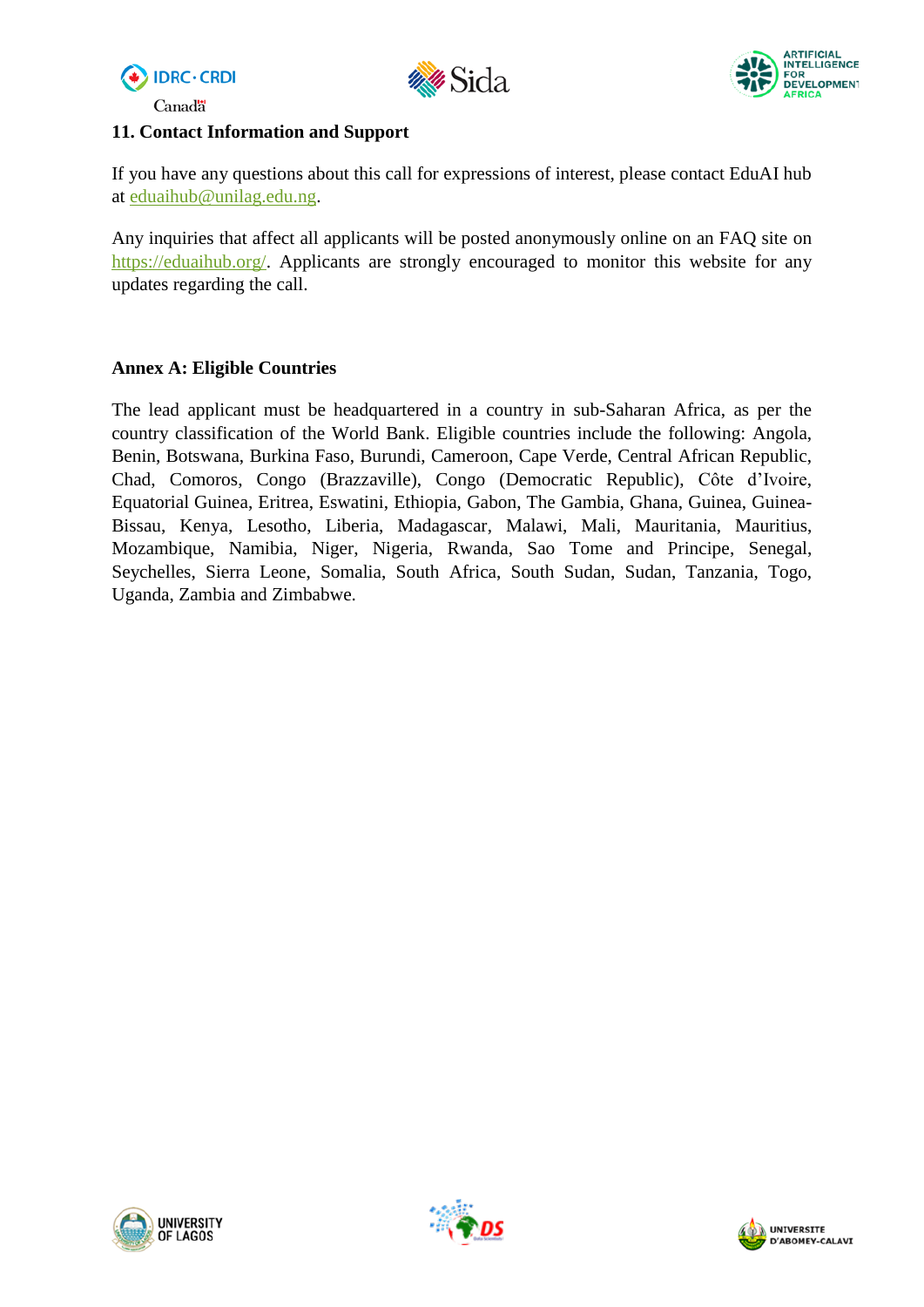## 11. Contact Information and Support

If you have any questions about this call for expressions of interest, please contact EduAI hub at eduaihub@unilag.edu.ng.

Any inquiries that affect all applicants will be posted anonymously online on an FAQ site on https://eduaihub.org/. Applicants are strongly encouraged to monitor this website for any updates regarding the call.

## Annex A: Eligible Countries

The lead applicant must be headquartered in a country in sub-Saharan Africa, as per the country classification of the World Bank. Eligible countries include the following: Angola, Benin, Botswana, Burkina Faso, Burundi, Cameroon, Cape Verde, Central African Republic, Chad, Comoros, Congo (Brazzaville), Congo (Democratic Republic), Côte d'Ivoire, Equatorial Guinea, Eritrea, Eswatini, Ethiopia, Gabon, The Gambia, Ghana, Guinea, Guinea-Bissau, Kenya, Lesotho, Liberia, Madagascar, Malawi, Mali, Mauritania, Mauritius, Mozambique, Namibia, Niger, Nigeria, Rwanda, Sao Tome and Principe, Senegal, Seychelles, Sierra Leone, Somalia, South Africa, South Sudan, Sudan, Tanzania, Togo, Uganda, Zambia and Zimbabwe.